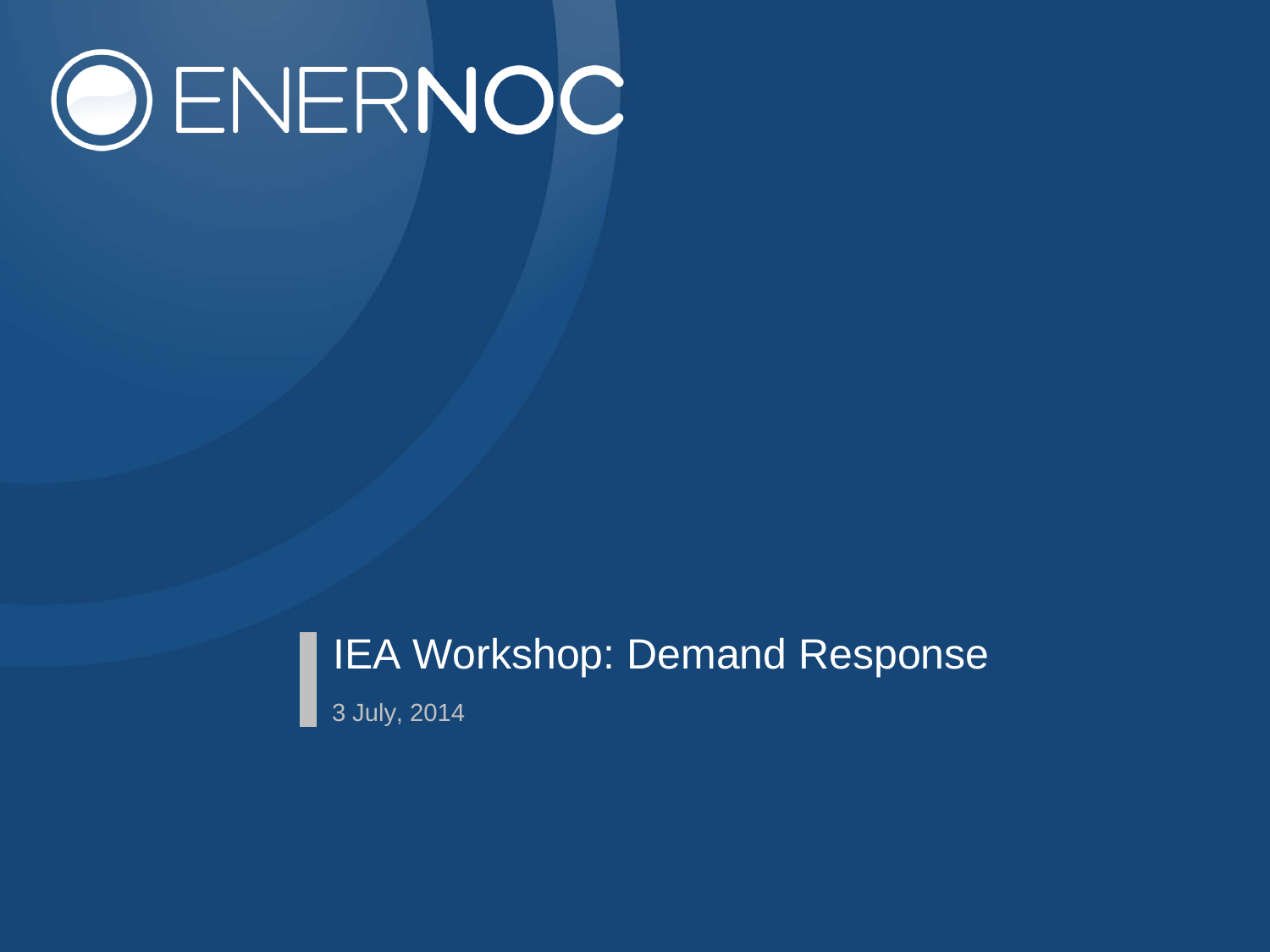ENERNOC

# IEA Workshop: Demand Response

3 July, 2014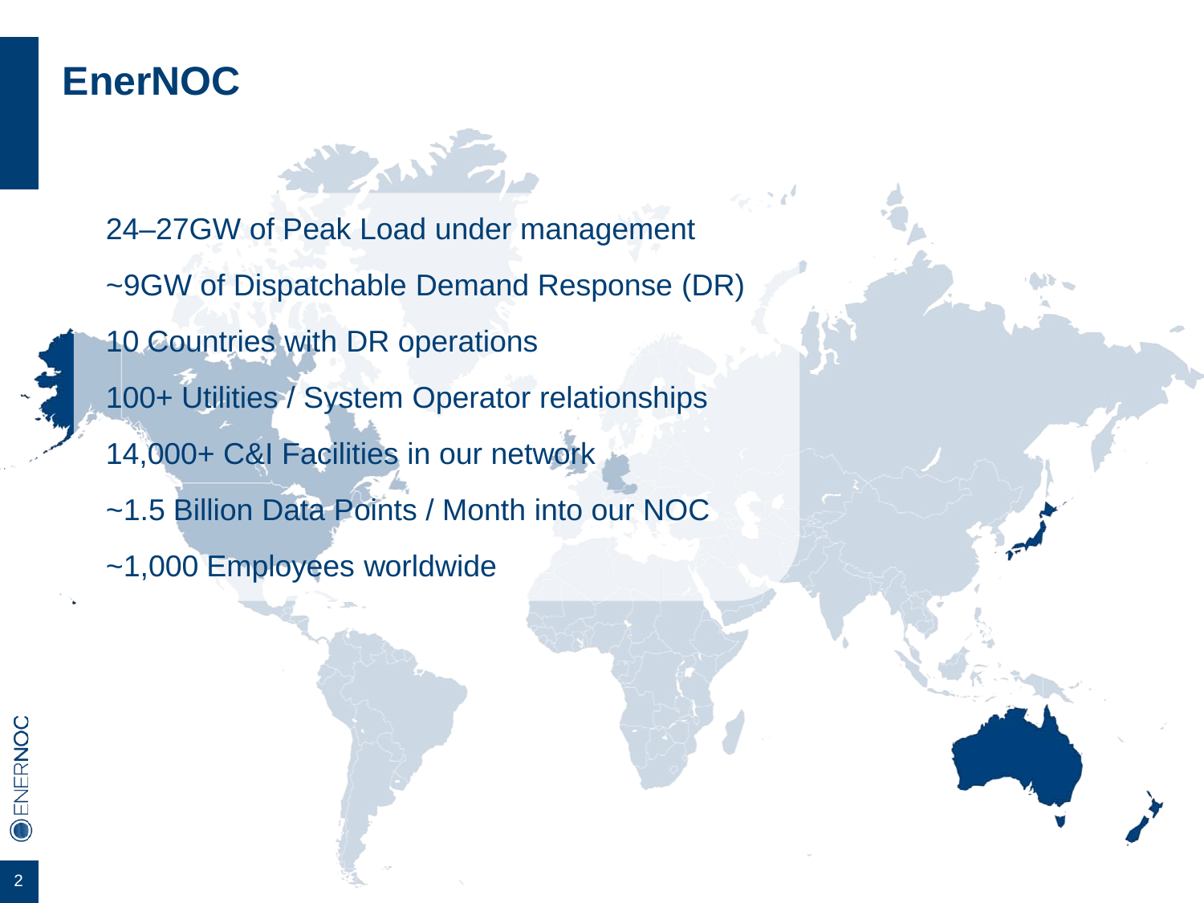# EnerNOC

- 24–27GW of Peak Load under management
- ~9GW of Dispatchable Demand Response (DR)
- 10 Countries with DR operations
- 100+ Utilities / System Operator relationships
- 14,000+ C&I Facilities in our network
- ~1.5 Billion Data Points / Month into our NOC
- ~1,000 Employees worldwide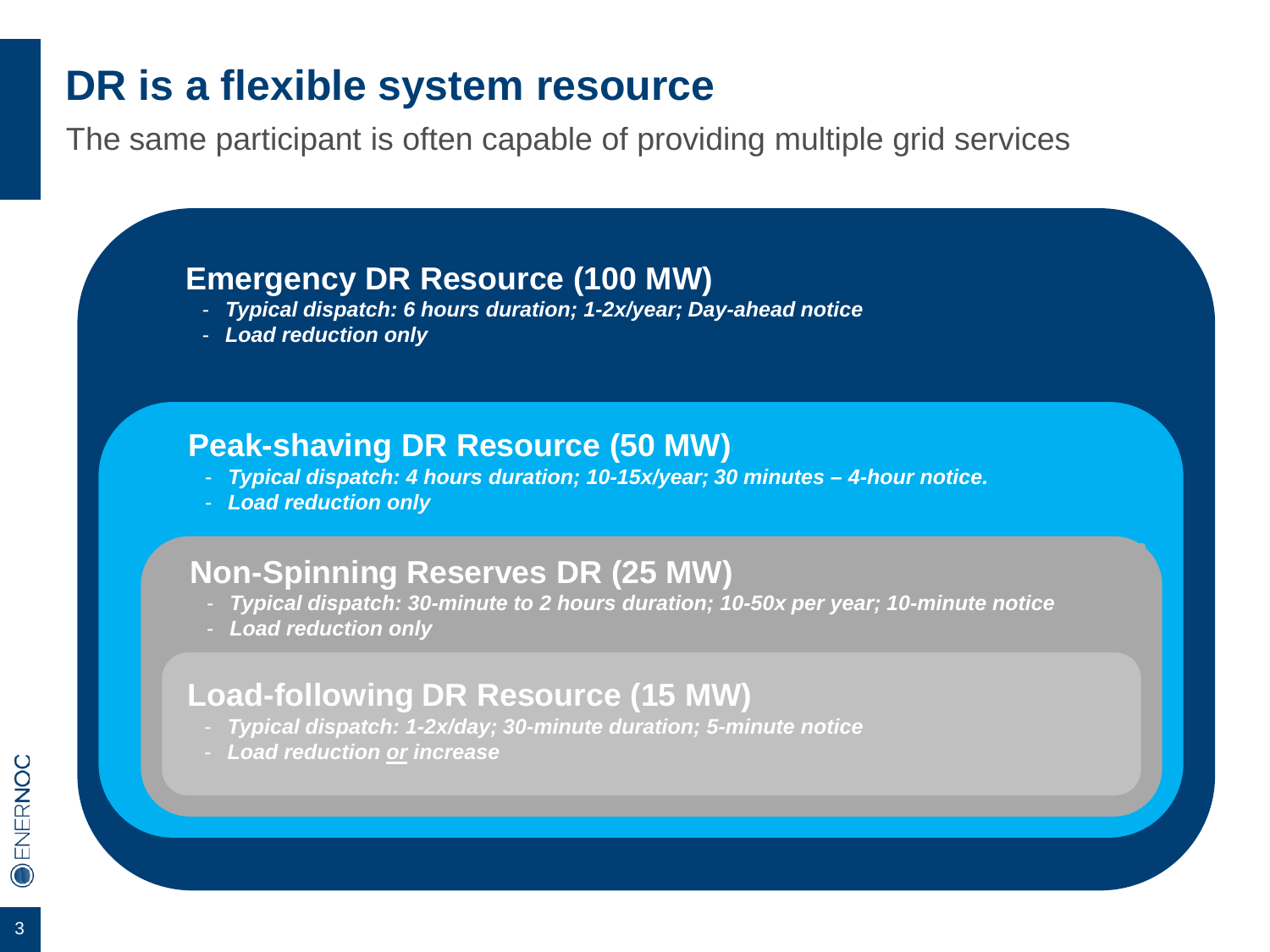# DR is a flexible system resource

The same participant is often capable of providing multiple grid services

### Emergency DR Resource (100 MW)

- ***Typical dispatch: 6 hours duration; 1-2x/year; Day-ahead notice***
- ***Load reduction only***

### Peak-shaving DR Resource (50 MW)

- ***Typical dispatch: 4 hours duration; 10-15x/year; 30 minutes – 4-hour notice.***
- ***Load reduction only***

### Non-Spinning Reserves DR (25 MW)

- ***Typical dispatch: 30-minute to 2 hours duration; 10-50x per year; 10-minute notice***
- ***Load reduction only***

### Load-following DR Resource (15 MW)

- ***Typical dispatch: 1-2x/day; 30-minute duration; 5-minute notice***
- ***Load reduction <u>or</u> increase***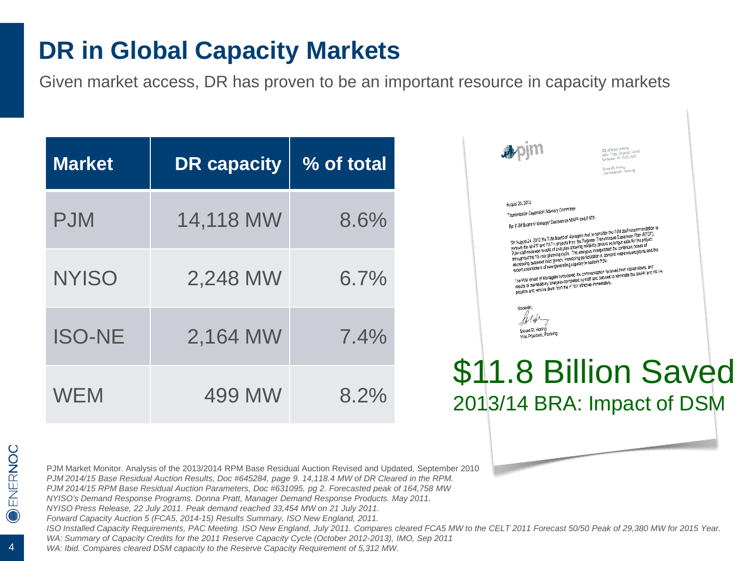# DR in Global Capacity Markets

Given market access, DR has proven to be an important resource in capacity markets

| Market | DR capacity | % of total |
|---|---|---|
| PJM | 14,118 MW | 8.6% |
| NYISO | 2,248 MW | 6.7% |
| ISO-NE | 2,164 MW | 7.4% |
| WEM | 499 MW | 8.2% |

pjm

August 28, 2012

Transmission Expansion Advisory Committee

Re: PJM Board of Manager Decision on MAPP and PATH

On August 24, 2012 the PJM Board of Managers met to consider the PJM staff recommendation to remove the MAPP and PATH projects from the Regional Transmission Expansion Plan (RTEP). PJM staff reviewed results of analyses showing reliability drivers no longer exist for the project throughout the 15-year planning cycle. The analyses incorporated the continued trends of decreasing customer load growth, increasing participation in demand response programs and the recent commitment of new generating capacity in eastern PJM.

The PJM Board of Managers considered the communication received from stakeholders, and results of the reliability analyses completed by staff and decided to terminate the MAPP and PATH projects and remove them from the RTEP effective immediately.

Sincerely,

Steven R. Herling
Vice President, Planning

**$11.8 Billion Saved**
2013/14 BRA: Impact of DSM

PJM Market Monitor. Analysis of the 2013/2014 RPM Base Residual Auction Revised and Updated, September 2010
*PJM 2014/15 Base Residual Auction Results, Doc #645284, page 9. 14,118.4 MW of DR Cleared in the RPM.*
*PJM 2014/15 RPM Base Residual Auction Parameters, Doc #631095, pg 2. Forecasted peak of 164,758 MW*
*NYISO's Demand Response Programs. Donna Pratt, Manager Demand Response Products. May 2011.*
*NYISO Press Release, 22 July 2011. Peak demand reached 33,454 MW on 21 July 2011.*
*Forward Capacity Auction 5 (FCA5, 2014-15) Results Summary, ISO New England, 2011.*
*ISO Installed Capacity Requirements, PAC Meeting. ISO New England, July 2011. Compares cleared FCA5 MW to the CELT 2011 Forecast 50/50 Peak of 29,380 MW for 2015 Year.*
*WA: Summary of Capacity Credits for the 2011 Reserve Capacity Cycle (October 2012-2013), IMO, Sep 2011*
*WA: Ibid. Compares cleared DSM capacity to the Reserve Capacity Requirement of 5,312 MW.*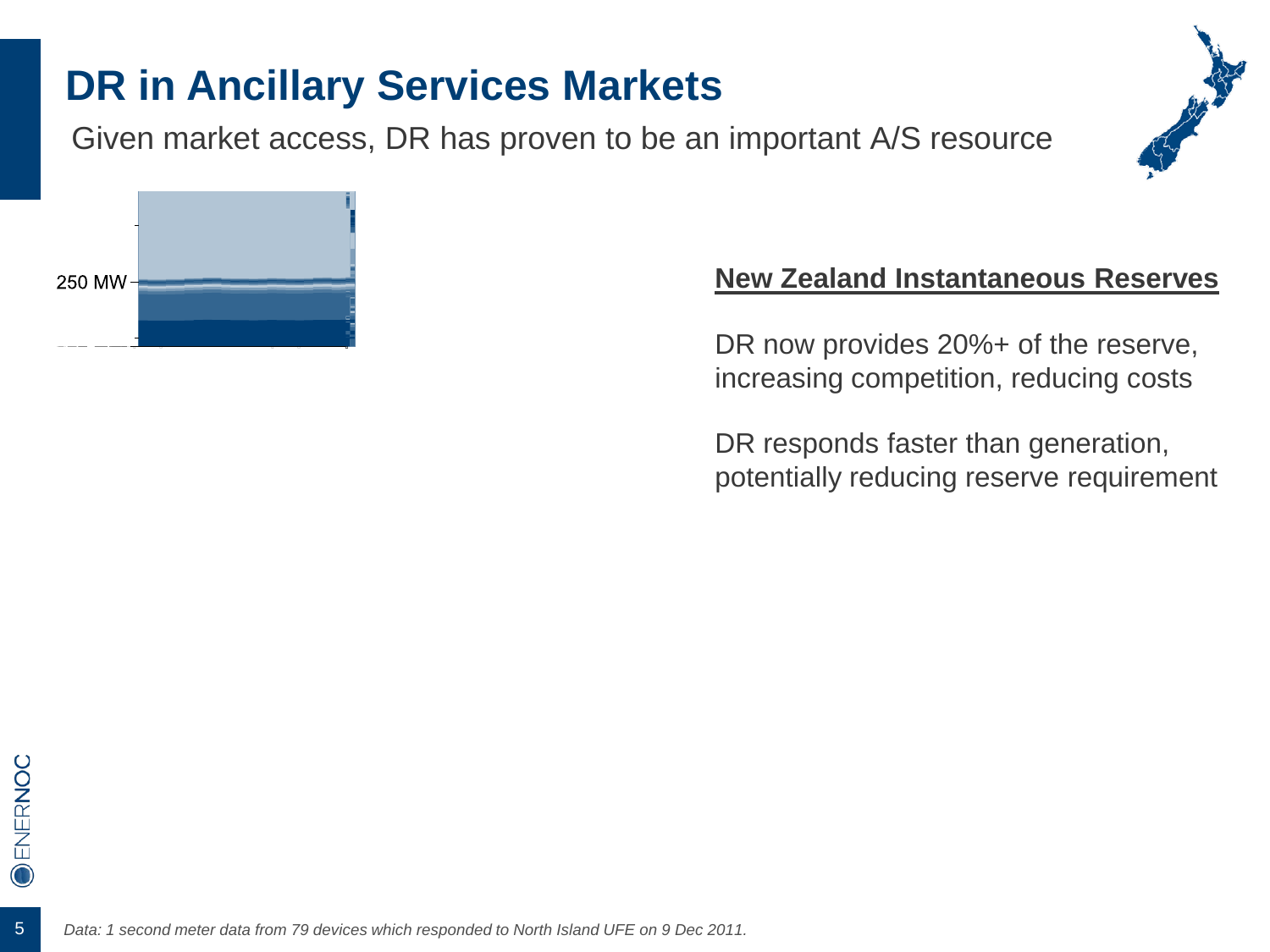# DR in Ancillary Services Markets

Given market access, DR has proven to be an important A/S resource

250 MW

**New Zealand Instantaneous Reserves**

DR now provides 20%+ of the reserve, increasing competition, reducing costs

DR responds faster than generation, potentially reducing reserve requirement

*Data: 1 second meter data from 79 devices which responded to North Island UFE on 9 Dec 2011.*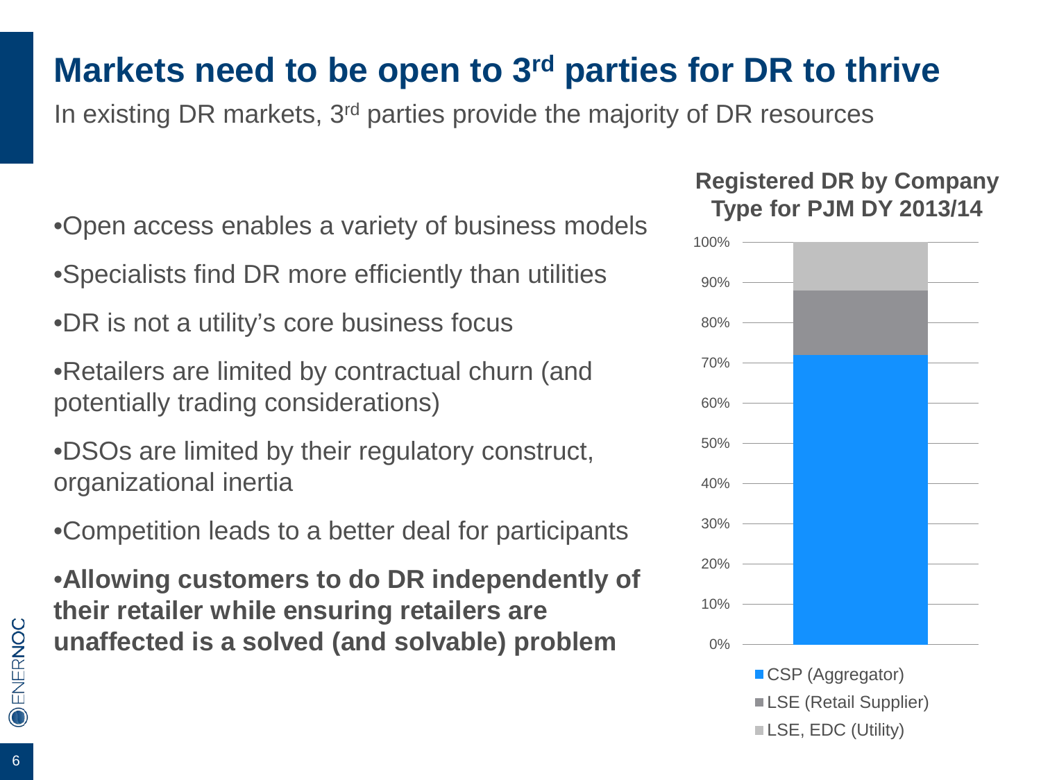# Markets need to be open to 3rd parties for DR to thrive

In existing DR markets, 3rd parties provide the majority of DR resources

- Open access enables a variety of business models
- Specialists find DR more efficiently than utilities
- DR is not a utility's core business focus
- Retailers are limited by contractual churn (and potentially trading considerations)
- DSOs are limited by their regulatory construct, organizational inertia
- Competition leads to a better deal for participants
- **Allowing customers to do DR independently of their retailer while ensuring retailers are unaffected is a solved (and solvable) problem**

**Registered DR by Company Type for PJM DY 2013/14**

100%
90%
80%
70%
60%
50%
40%
30%
20%
10%
0%

- CSP (Aggregator)
- LSE (Retail Supplier)
- LSE, EDC (Utility)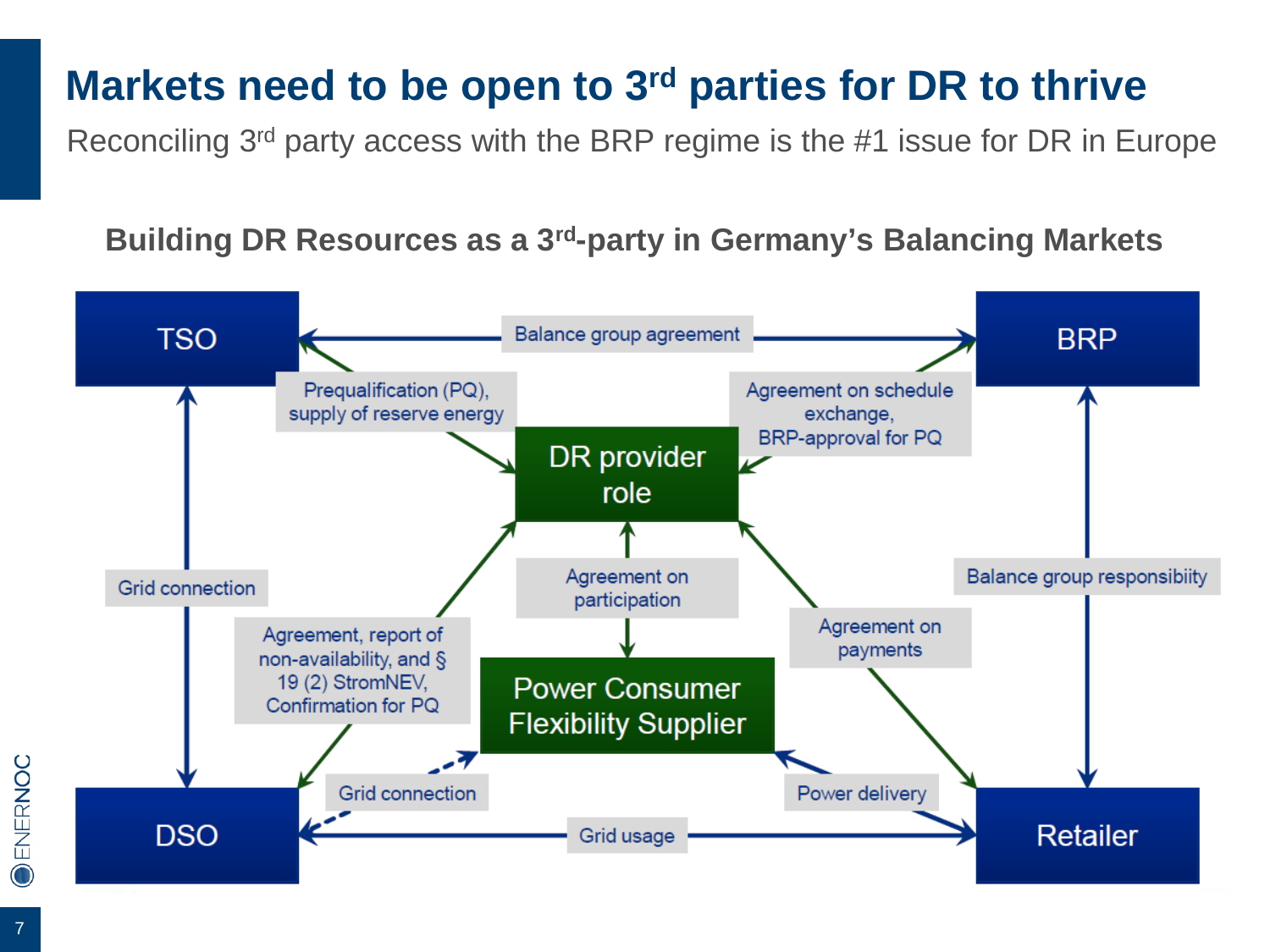# Markets need to be open to 3rd parties for DR to thrive

Reconciling 3rd party access with the BRP regime is the #1 issue for DR in Europe

## Building DR Resources as a 3rd-party in Germany's Balancing Markets

TSO

BRP

Balance group agreement

Prequalification (PQ), supply of reserve energy

Agreement on schedule exchange, BRP-approval for PQ

DR provider role

Grid connection

Agreement on participation

Balance group responsibiity

Agreement, report of non-availability, and § 19 (2) StromNEV, Confirmation for PQ

Agreement on payments

Power Consumer Flexibility Supplier

Grid connection

Power delivery

DSO

Grid usage

Retailer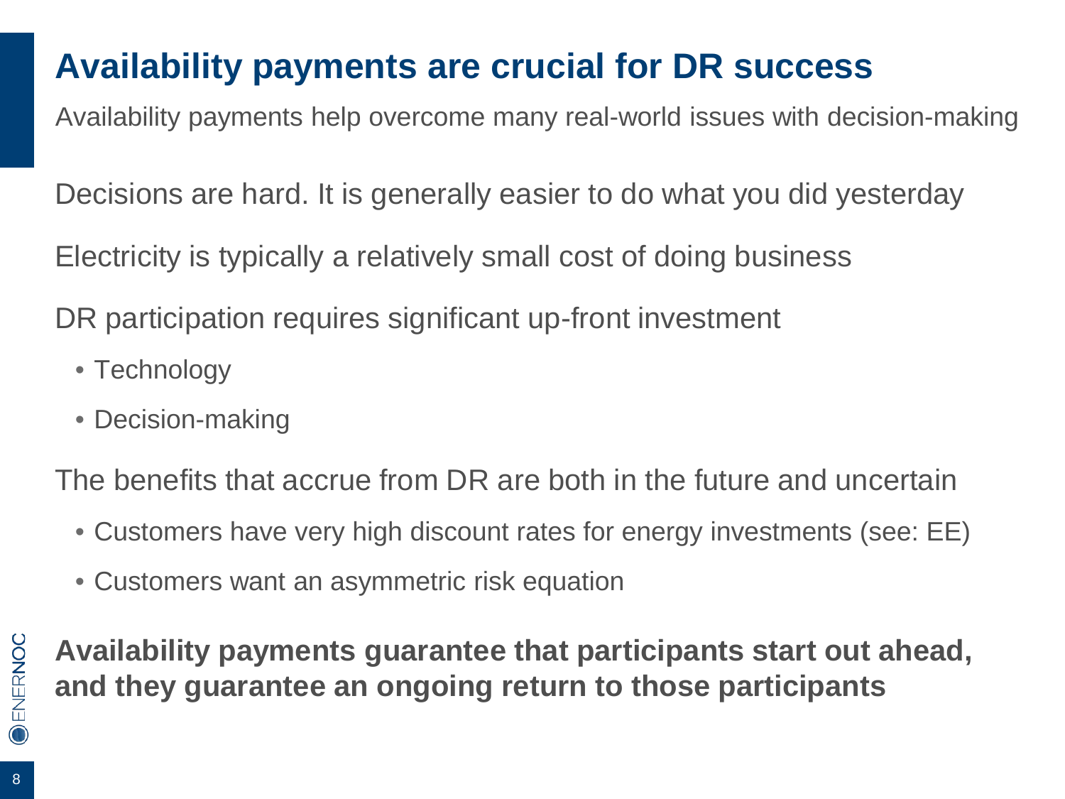# Availability payments are crucial for DR success

Availability payments help overcome many real-world issues with decision-making

Decisions are hard. It is generally easier to do what you did yesterday

Electricity is typically a relatively small cost of doing business

DR participation requires significant up-front investment

- Technology
- Decision-making

The benefits that accrue from DR are both in the future and uncertain

- Customers have very high discount rates for energy investments (see: EE)
- Customers want an asymmetric risk equation

**Availability payments guarantee that participants start out ahead, and they guarantee an ongoing return to those participants**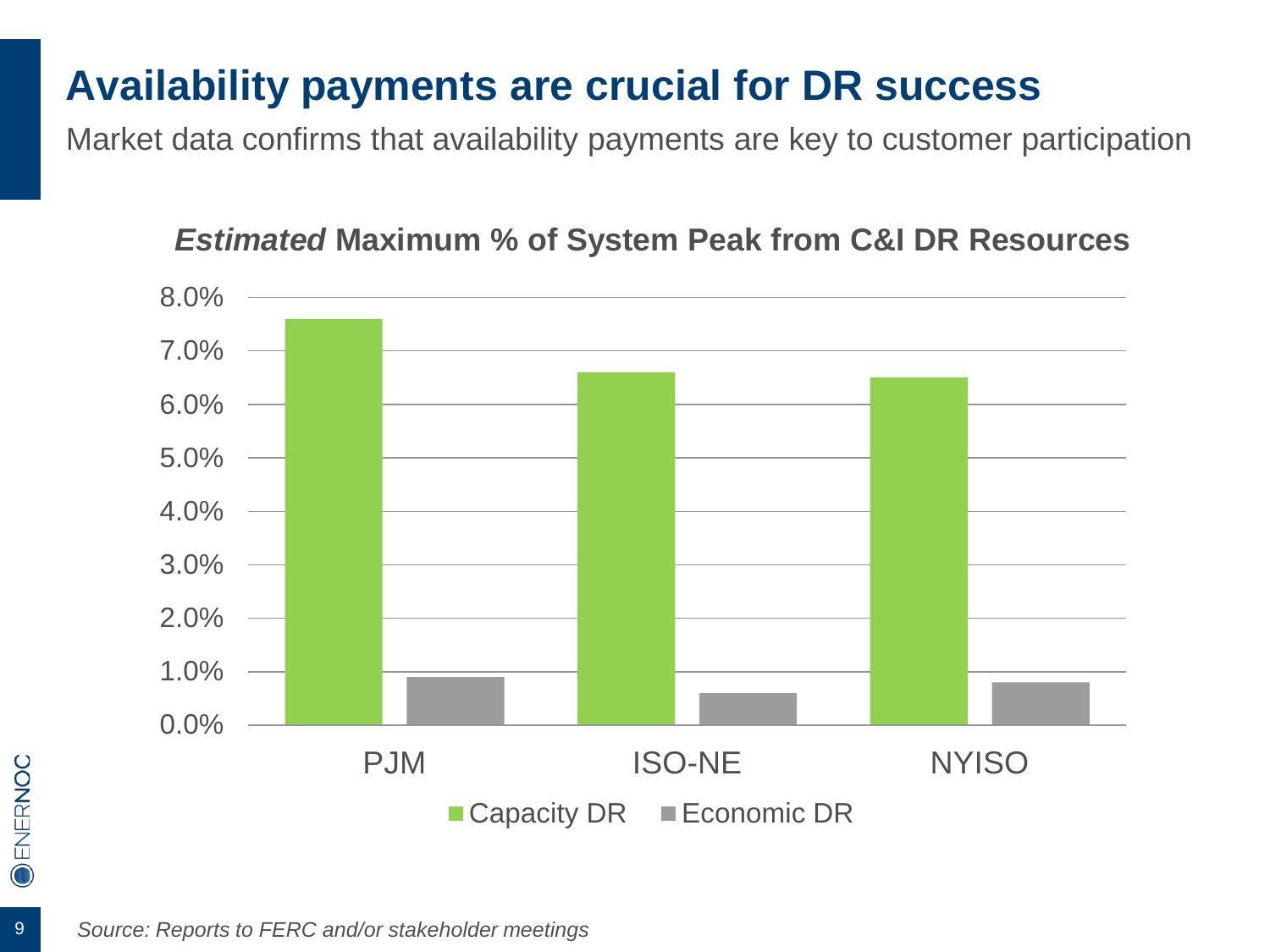# Availability payments are crucial for DR success

Market data confirms that availability payments are key to customer participation

***Estimated* Maximum % of System Peak from C&I DR Resources**

| | Capacity DR | Economic DR |
|---|---|---|
| PJM | 7.6% | 0.9% |
| ISO-NE | 6.6% | 0.6% |
| NYISO | 6.5% | 0.8% |

*Source: Reports to FERC and/or stakeholder meetings*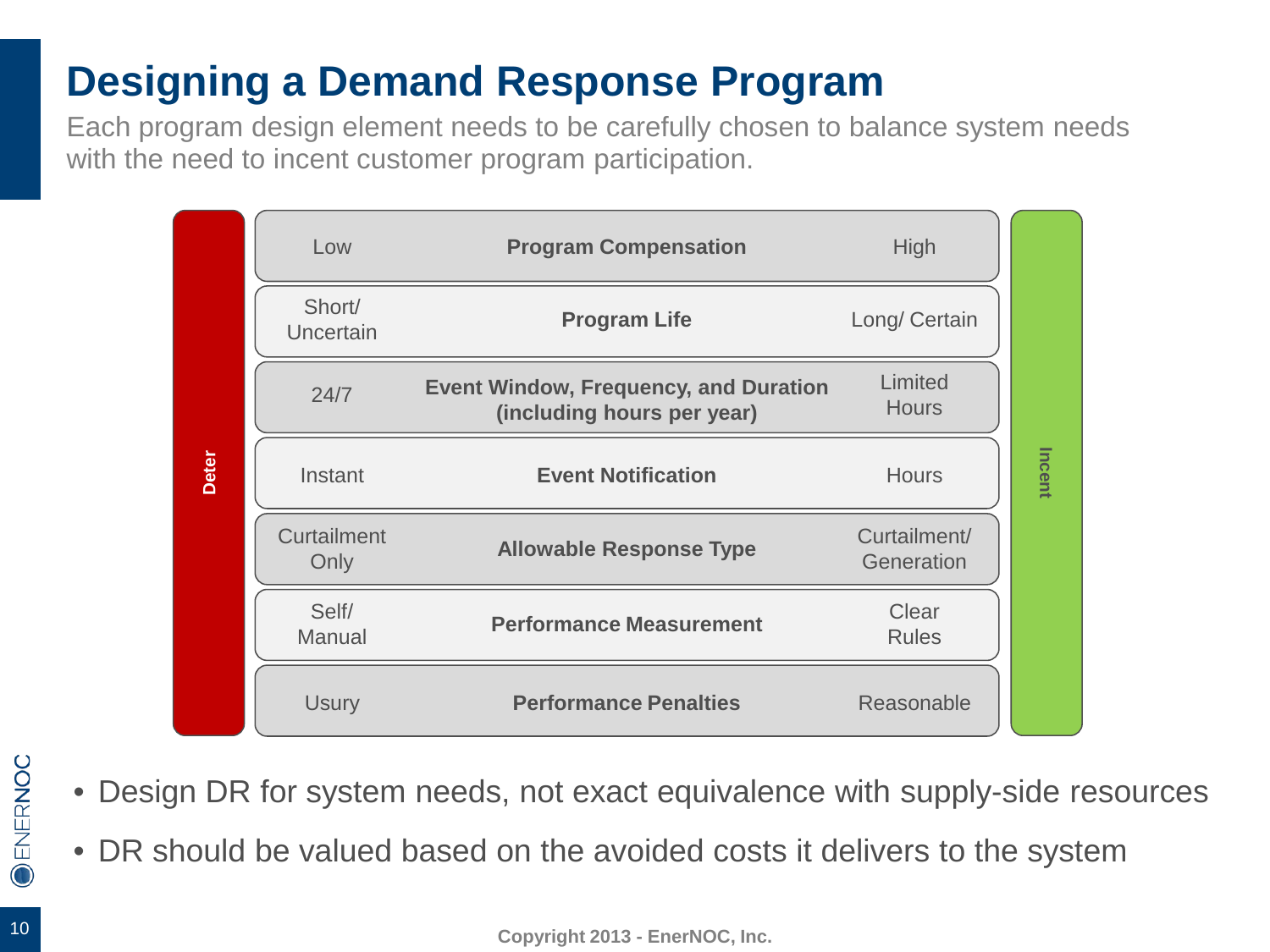# Designing a Demand Response Program

Each program design element needs to be carefully chosen to balance system needs with the need to incent customer program participation.

| Deter | Design Element | Incent |
| --- | --- | --- |
| Low | **Program Compensation** | High |
| Short/ Uncertain | **Program Life** | Long/ Certain |
| 24/7 | **Event Window, Frequency, and Duration (including hours per year)** | Limited Hours |
| Instant | **Event Notification** | Hours |
| Curtailment Only | **Allowable Response Type** | Curtailment/ Generation |
| Self/ Manual | **Performance Measurement** | Clear Rules |
| Usury | **Performance Penalties** | Reasonable |

- Design DR for system needs, not exact equivalence with supply-side resources
- DR should be valued based on the avoided costs it delivers to the system

Copyright 2013 - EnerNOC, Inc.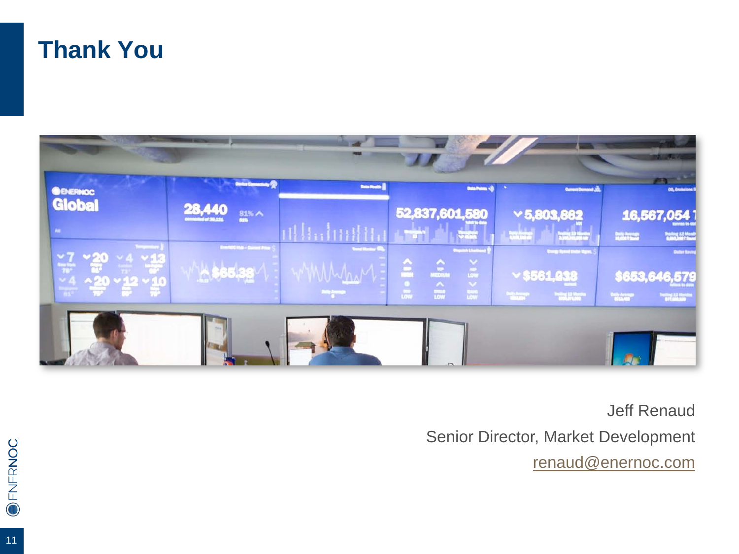# Thank You

Jeff Renaud

Senior Director, Market Development

renaud@enernoc.com